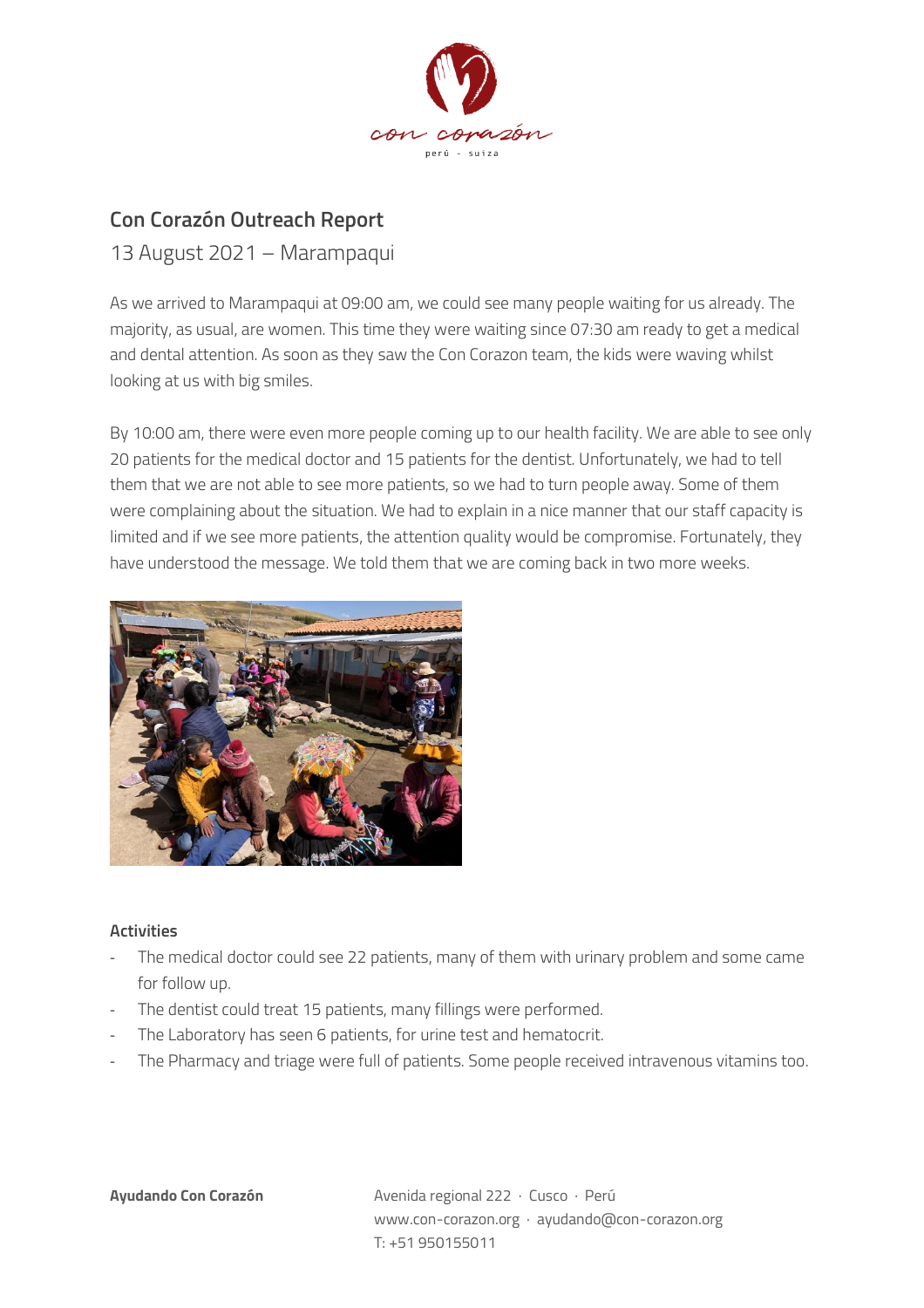## Con Corazón Outreach Report

13 August 2021 – Marampaqui

As we arrived to Marampaqui at 09:00 am, we could see many people waiting for us already. The majority, as usual, are women. This time they were waiting since 07:30 am ready to get a medical and dental attention. As soon as they saw the Con Corazon team, the kids were waving whilst looking at us with big smiles.

By 10:00 am, there were even more people coming up to our health facility. We are able to see only 20 patients for the medical doctor and 15 patients for the dentist. Unfortunately, we had to tell them that we are not able to see more patients, so we had to turn people away. Some of them were complaining about the situation. We had to explain in a nice manner that our staff capacity is limited and if we see more patients, the attention quality would be compromise. Fortunately, they have understood the message. We told them that we are coming back in two more weeks.

### Activities

- The medical doctor could see 22 patients, many of them with urinary problem and some came for follow up.
- The dentist could treat 15 patients, many fillings were performed.
- The Laboratory has seen 6 patients, for urine test and hematocrit.
- The Pharmacy and triage were full of patients. Some people received intravenous vitamins too.

**Ayudando Con Corazón**

Avenida regional 222 · Cusco · Perú
www.con-corazon.org · ayudando@con-corazon.org
T: +51 950155011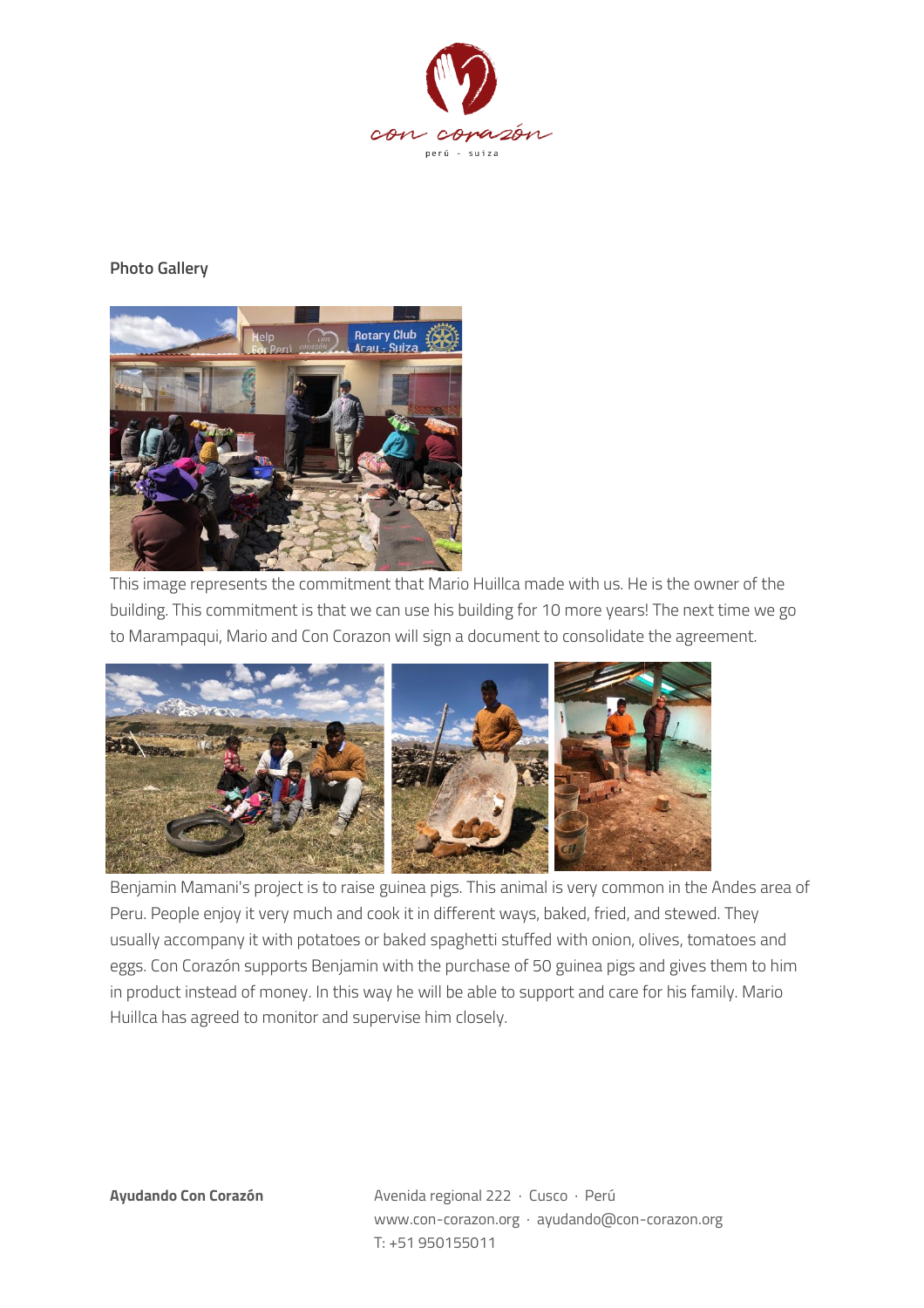**Photo Gallery**

This image represents the commitment that Mario Huillca made with us. He is the owner of the building. This commitment is that we can use his building for 10 more years! The next time we go to Marampaqui, Mario and Con Corazon will sign a document to consolidate the agreement.

Benjamin Mamani's project is to raise guinea pigs. This animal is very common in the Andes area of Peru. People enjoy it very much and cook it in different ways, baked, fried, and stewed. They usually accompany it with potatoes or baked spaghetti stuffed with onion, olives, tomatoes and eggs. Con Corazón supports Benjamin with the purchase of 50 guinea pigs and gives them to him in product instead of money. In this way he will be able to support and care for his family. Mario Huillca has agreed to monitor and supervise him closely.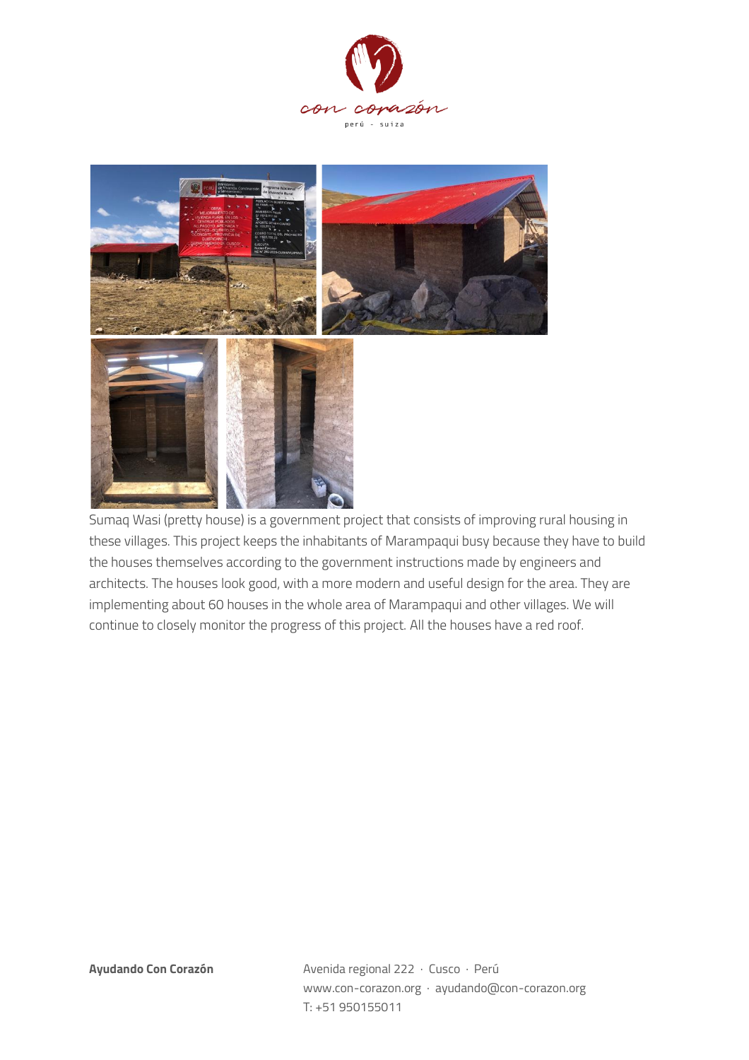Sumaq Wasi (pretty house) is a government project that consists of improving rural housing in these villages. This project keeps the inhabitants of Marampaqui busy because they have to build the houses themselves according to the government instructions made by engineers and architects. The houses look good, with a more modern and useful design for the area. They are implementing about 60 houses in the whole area of Marampaqui and other villages. We will continue to closely monitor the progress of this project. All the houses have a red roof.